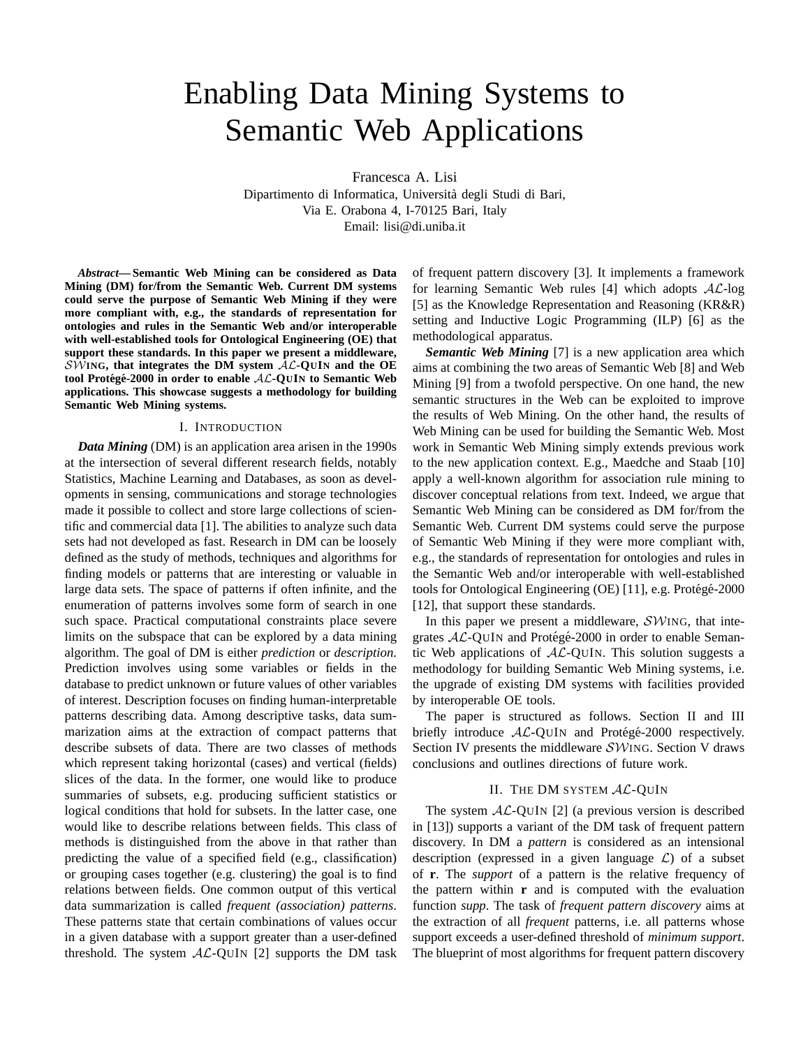# Enabling Data Mining Systems to Semantic Web Applications

Francesca A. Lisi
Dipartimento di Informatica, Università degli Studi di Bari,
Via E. Orabona 4, I-70125 Bari, Italy
Email: lisi@di.uniba.it

***Abstract*— Semantic Web Mining can be considered as Data Mining (DM) for/from the Semantic Web. Current DM systems could serve the purpose of Semantic Web Mining if they were more compliant with, e.g., the standards of representation for ontologies and rules in the Semantic Web and/or interoperable with well-established tools for Ontological Engineering (OE) that support these standards. In this paper we present a middleware, $\mathcal{SW}$ING, that integrates the DM system $\mathcal{AL}$-QUIN and the OE tool Protégé-2000 in order to enable $\mathcal{AL}$-QUIN to Semantic Web applications. This showcase suggests a methodology for building Semantic Web Mining systems.**

## I. Introduction

***Data Mining*** (DM) is an application area arisen in the 1990s at the intersection of several different research fields, notably Statistics, Machine Learning and Databases, as soon as developments in sensing, communications and storage technologies made it possible to collect and store large collections of scientific and commercial data [1]. The abilities to analyze such data sets had not developed as fast. Research in DM can be loosely defined as the study of methods, techniques and algorithms for finding models or patterns that are interesting or valuable in large data sets. The space of patterns if often infinite, and the enumeration of patterns involves some form of search in one such space. Practical computational constraints place severe limits on the subspace that can be explored by a data mining algorithm. The goal of DM is either *prediction* or *description*. Prediction involves using some variables or fields in the database to predict unknown or future values of other variables of interest. Description focuses on finding human-interpretable patterns describing data. Among descriptive tasks, data summarization aims at the extraction of compact patterns that describe subsets of data. There are two classes of methods which represent taking horizontal (cases) and vertical (fields) slices of the data. In the former, one would like to produce summaries of subsets, e.g. producing sufficient statistics or logical conditions that hold for subsets. In the latter case, one would like to describe relations between fields. This class of methods is distinguished from the above in that rather than predicting the value of a specified field (e.g., classification) or grouping cases together (e.g. clustering) the goal is to find relations between fields. One common output of this vertical data summarization is called *frequent (association) patterns*. These patterns state that certain combinations of values occur in a given database with a support greater than a user-defined threshold. The system $\mathcal{AL}$-QUIN [2] supports the DM task of frequent pattern discovery [3]. It implements a framework for learning Semantic Web rules [4] which adopts $\mathcal{AL}$-log [5] as the Knowledge Representation and Reasoning (KR&R) setting and Inductive Logic Programming (ILP) [6] as the methodological apparatus.

***Semantic Web Mining*** [7] is a new application area which aims at combining the two areas of Semantic Web [8] and Web Mining [9] from a twofold perspective. On one hand, the new semantic structures in the Web can be exploited to improve the results of Web Mining. On the other hand, the results of Web Mining can be used for building the Semantic Web. Most work in Semantic Web Mining simply extends previous work to the new application context. E.g., Maedche and Staab [10] apply a well-known algorithm for association rule mining to discover conceptual relations from text. Indeed, we argue that Semantic Web Mining can be considered as DM for/from the Semantic Web. Current DM systems could serve the purpose of Semantic Web Mining if they were more compliant with, e.g., the standards of representation for ontologies and rules in the Semantic Web and/or interoperable with well-established tools for Ontological Engineering (OE) [11], e.g. Protégé-2000 [12], that support these standards.

In this paper we present a middleware, $\mathcal{SW}$ING, that integrates $\mathcal{AL}$-QUIN and Protégé-2000 in order to enable Semantic Web applications of $\mathcal{AL}$-QUIN. This solution suggests a methodology for building Semantic Web Mining systems, i.e. the upgrade of existing DM systems with facilities provided by interoperable OE tools.

The paper is structured as follows. Section II and III briefly introduce $\mathcal{AL}$-QUIN and Protégé-2000 respectively. Section IV presents the middleware $\mathcal{SW}$ING. Section V draws conclusions and outlines directions of future work.

## II. The DM system $\mathcal{AL}$-QuIn

The system $\mathcal{AL}$-QUIN [2] (a previous version is described in [13]) supports a variant of the DM task of frequent pattern discovery. In DM a *pattern* is considered as an intensional description (expressed in a given language $\mathcal{L}$) of a subset of $\mathbf{r}$. The *support* of a pattern is the relative frequency of the pattern within $\mathbf{r}$ and is computed with the evaluation function *supp*. The task of *frequent pattern discovery* aims at the extraction of all *frequent* patterns, i.e. all patterns whose support exceeds a user-defined threshold of *minimum support*. The blueprint of most algorithms for frequent pattern discovery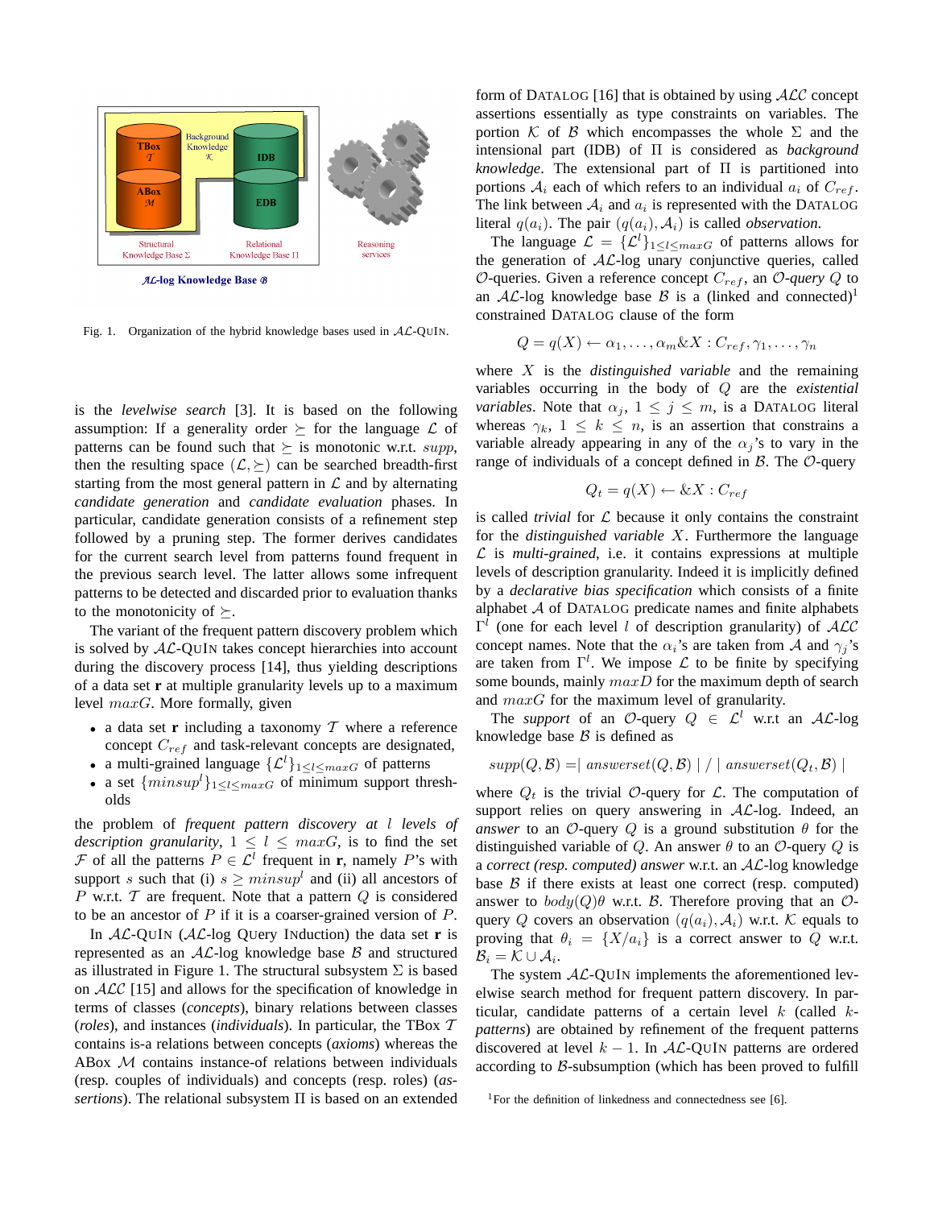Fig. 1. Organization of the hybrid knowledge bases used in $\mathcal{AL}$-QUIN.

is the *levelwise search* [3]. It is based on the following assumption: If a generality order $\succeq$ for the language $\mathcal{L}$ of patterns can be found such that $\succeq$ is monotonic w.r.t. $supp$, then the resulting space $(\mathcal{L}, \succeq)$ can be searched breadth-first starting from the most general pattern in $\mathcal{L}$ and by alternating *candidate generation* and *candidate evaluation* phases. In particular, candidate generation consists of a refinement step followed by a pruning step. The former derives candidates for the current search level from patterns found frequent in the previous search level. The latter allows some infrequent patterns to be detected and discarded prior to evaluation thanks to the monotonicity of $\succeq$.

The variant of the frequent pattern discovery problem which is solved by $\mathcal{AL}$-QUIN takes concept hierarchies into account during the discovery process [14], thus yielding descriptions of a data set **r** at multiple granularity levels up to a maximum level $maxG$. More formally, given

- a data set **r** including a taxonomy $\mathcal{T}$ where a reference concept $C_{ref}$ and task-relevant concepts are designated,
- a multi-grained language $\{\mathcal{L}^l\}_{1 \leq l \leq maxG}$ of patterns
- a set $\{minsup^l\}_{1 \leq l \leq maxG}$ of minimum support thresholds

the problem of *frequent pattern discovery at $l$ levels of description granularity*, $1 \leq l \leq maxG$, is to find the set $\mathcal{F}$ of all the patterns $P \in \mathcal{L}^l$ frequent in **r**, namely $P$'s with support $s$ such that (i) $s \geq minsup^l$ and (ii) all ancestors of $P$ w.r.t. $\mathcal{T}$ are frequent. Note that a pattern $Q$ is considered to be an ancestor of $P$ if it is a coarser-grained version of $P$.

In $\mathcal{AL}$-QUIN ($\mathcal{AL}$-log QUery INduction) the data set **r** is represented as an $\mathcal{AL}$-log knowledge base $\mathcal{B}$ and structured as illustrated in Figure 1. The structural subsystem $\Sigma$ is based on $\mathcal{ALC}$ [15] and allows for the specification of knowledge in terms of classes (*concepts*), binary relations between classes (*roles*), and instances (*individuals*). In particular, the TBox $\mathcal{T}$ contains is-a relations between concepts (*axioms*) whereas the ABox $\mathcal{M}$ contains instance-of relations between individuals (resp. couples of individuals) and concepts (resp. roles) (*assertions*). The relational subsystem $\Pi$ is based on an extended form of DATALOG [16] that is obtained by using $\mathcal{ALC}$ concept assertions essentially as type constraints on variables. The portion $\mathcal{K}$ of $\mathcal{B}$ which encompasses the whole $\Sigma$ and the intensional part (IDB) of $\Pi$ is considered as *background knowledge*. The extensional part of $\Pi$ is partitioned into portions $\mathcal{A}_i$ each of which refers to an individual $a_i$ of $C_{ref}$. The link between $\mathcal{A}_i$ and $a_i$ is represented with the DATALOG literal $q(a_i)$. The pair $(q(a_i), \mathcal{A}_i)$ is called *observation*.

The language $\mathcal{L} = \{\mathcal{L}^l\}_{1 \leq l \leq maxG}$ of patterns allows for the generation of $\mathcal{AL}$-log unary conjunctive queries, called $\mathcal{O}$-queries. Given a reference concept $C_{ref}$, an $\mathcal{O}$*-query* $Q$ to an $\mathcal{AL}$-log knowledge base $\mathcal{B}$ is a (linked and connected)[1] constrained DATALOG clause of the form

$$Q = q(X) \leftarrow \alpha_1, \ldots, \alpha_m \& X : C_{ref}, \gamma_1, \ldots, \gamma_n$$

where $X$ is the *distinguished variable* and the remaining variables occurring in the body of $Q$ are the *existential variables*. Note that $\alpha_j$, $1 \leq j \leq m$, is a DATALOG literal whereas $\gamma_k$, $1 \leq k \leq n$, is an assertion that constrains a variable already appearing in any of the $\alpha_j$'s to vary in the range of individuals of a concept defined in $\mathcal{B}$. The $\mathcal{O}$-query

$$Q_t = q(X) \leftarrow \& X : C_{ref}$$

is called *trivial* for $\mathcal{L}$ because it only contains the constraint for the *distinguished variable* $X$. Furthermore the language $\mathcal{L}$ is *multi-grained*, i.e. it contains expressions at multiple levels of description granularity. Indeed it is implicitly defined by a *declarative bias specification* which consists of a finite alphabet $\mathcal{A}$ of DATALOG predicate names and finite alphabets $\Gamma^l$ (one for each level $l$ of description granularity) of $\mathcal{ALC}$ concept names. Note that the $\alpha_i$'s are taken from $\mathcal{A}$ and $\gamma_j$'s are taken from $\Gamma^l$. We impose $\mathcal{L}$ to be finite by specifying some bounds, mainly $maxD$ for the maximum depth of search and $maxG$ for the maximum level of granularity.

The *support* of an $\mathcal{O}$-query $Q \in \mathcal{L}^l$ w.r.t an $\mathcal{AL}$-log knowledge base $\mathcal{B}$ is defined as

$$supp(Q, \mathcal{B}) = \mid answerset(Q, \mathcal{B}) \mid / \mid answerset(Q_t, \mathcal{B}) \mid$$

where $Q_t$ is the trivial $\mathcal{O}$-query for $\mathcal{L}$. The computation of support relies on query answering in $\mathcal{AL}$-log. Indeed, an *answer* to an $\mathcal{O}$-query $Q$ is a ground substitution $\theta$ for the distinguished variable of $Q$. An answer $\theta$ to an $\mathcal{O}$-query $Q$ is a *correct (resp. computed) answer* w.r.t. an $\mathcal{AL}$-log knowledge base $\mathcal{B}$ if there exists at least one correct (resp. computed) answer to $body(Q)\theta$ w.r.t. $\mathcal{B}$. Therefore proving that an $\mathcal{O}$-query $Q$ covers an observation $(q(a_i), \mathcal{A}_i)$ w.r.t. $\mathcal{K}$ equals to proving that $\theta_i = \{X/a_i\}$ is a correct answer to $Q$ w.r.t. $\mathcal{B}_i = \mathcal{K} \cup \mathcal{A}_i$.

The system $\mathcal{AL}$-QUIN implements the aforementioned levelwise search method for frequent pattern discovery. In particular, candidate patterns of a certain level $k$ (called $k$-*patterns*) are obtained by refinement of the frequent patterns discovered at level $k-1$. In $\mathcal{AL}$-QUIN patterns are ordered according to $\mathcal{B}$-subsumption (which has been proved to fulfill

[1]For the definition of linkedness and connectedness see [6].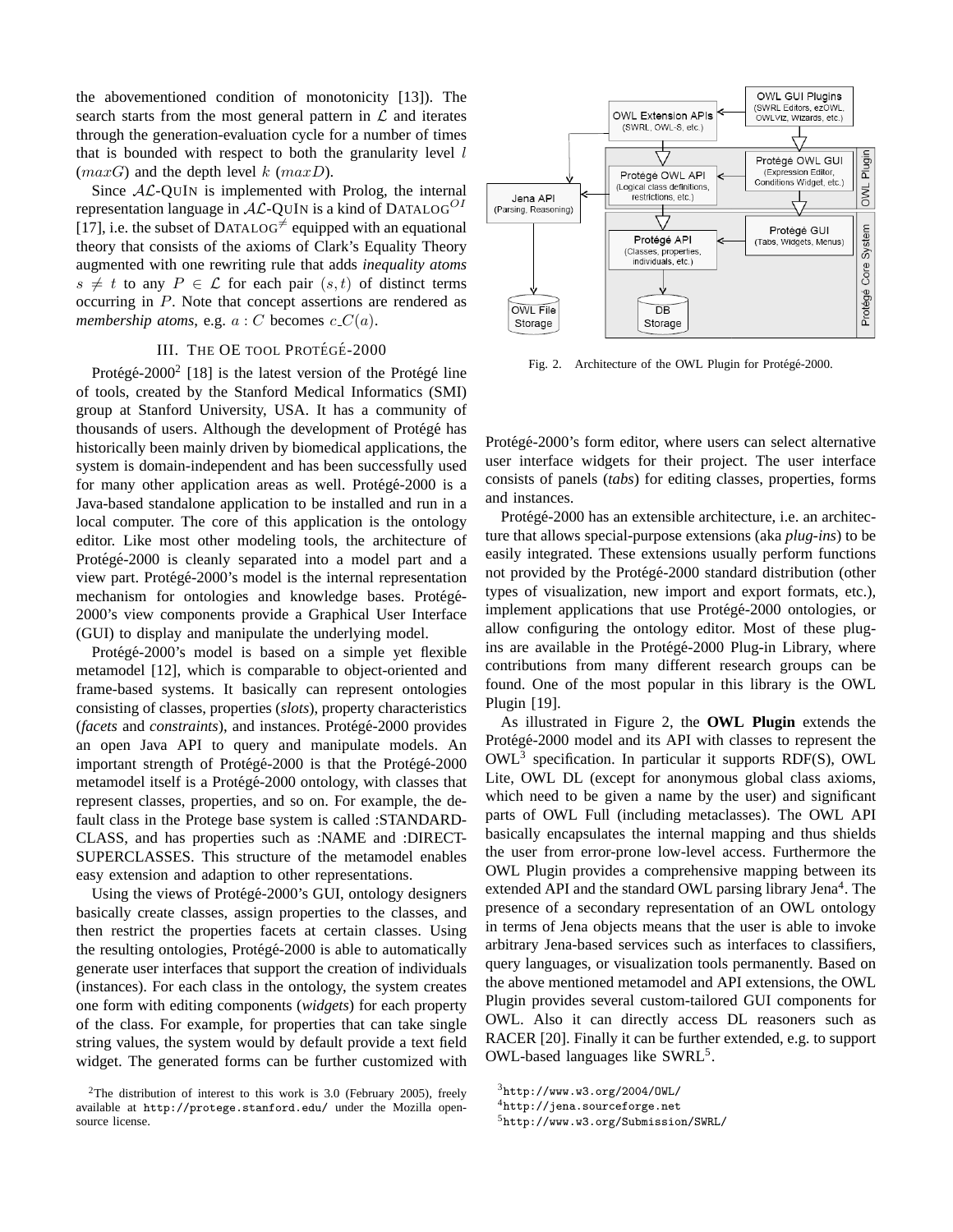the abovementioned condition of monotonicity [13]). The search starts from the most general pattern in $\mathcal{L}$ and iterates through the generation-evaluation cycle for a number of times that is bounded with respect to both the granularity level $l$ ($maxG$) and the depth level $k$ ($maxD$).

Since $\mathcal{AL}$-QuIn is implemented with Prolog, the internal representation language in $\mathcal{AL}$-QuIn is a kind of Datalog$^{OI}$ [17], i.e. the subset of Datalog$^{\neq}$ equipped with an equational theory that consists of the axioms of Clark's Equality Theory augmented with one rewriting rule that adds *inequality atoms* $s \neq t$ to any $P \in \mathcal{L}$ for each pair $(s, t)$ of distinct terms occurring in $P$. Note that concept assertions are rendered as *membership atoms*, e.g. $a : C$ becomes $c\_C(a)$.

## III. The OE tool Protégé-2000

Protégé-2000[2] [18] is the latest version of the Protégé line of tools, created by the Stanford Medical Informatics (SMI) group at Stanford University, USA. It has a community of thousands of users. Although the development of Protégé has historically been mainly driven by biomedical applications, the system is domain-independent and has been successfully used for many other application areas as well. Protégé-2000 is a Java-based standalone application to be installed and run in a local computer. The core of this application is the ontology editor. Like most other modeling tools, the architecture of Protégé-2000 is cleanly separated into a model part and a view part. Protégé-2000's model is the internal representation mechanism for ontologies and knowledge bases. Protégé-2000's view components provide a Graphical User Interface (GUI) to display and manipulate the underlying model.

Protégé-2000's model is based on a simple yet flexible metamodel [12], which is comparable to object-oriented and frame-based systems. It basically can represent ontologies consisting of classes, properties (*slots*), property characteristics (*facets* and *constraints*), and instances. Protégé-2000 provides an open Java API to query and manipulate models. An important strength of Protégé-2000 is that the Protégé-2000 metamodel itself is a Protégé-2000 ontology, with classes that represent classes, properties, and so on. For example, the default class in the Protege base system is called :STANDARD-CLASS, and has properties such as :NAME and :DIRECT-SUPERCLASSES. This structure of the metamodel enables easy extension and adaption to other representations.

Using the views of Protégé-2000's GUI, ontology designers basically create classes, assign properties to the classes, and then restrict the properties facets at certain classes. Using the resulting ontologies, Protégé-2000 is able to automatically generate user interfaces that support the creation of individuals (instances). For each class in the ontology, the system creates one form with editing components (*widgets*) for each property of the class. For example, for properties that can take single string values, the system would by default provide a text field widget. The generated forms can be further customized with Protégé-2000's form editor, where users can select alternative user interface widgets for their project. The user interface consists of panels (*tabs*) for editing classes, properties, forms and instances.

Protégé-2000 has an extensible architecture, i.e. an architecture that allows special-purpose extensions (aka *plug-ins*) to be easily integrated. These extensions usually perform functions not provided by the Protégé-2000 standard distribution (other types of visualization, new import and export formats, etc.), implement applications that use Protégé-2000 ontologies, or allow configuring the ontology editor. Most of these plug-ins are available in the Protégé-2000 Plug-in Library, where contributions from many different research groups can be found. One of the most popular in this library is the OWL Plugin [19].

Fig. 2. Architecture of the OWL Plugin for Protégé-2000.

As illustrated in Figure 2, the **OWL Plugin** extends the Protégé-2000 model and its API with classes to represent the OWL[3] specification. In particular it supports RDF(S), OWL Lite, OWL DL (except for anonymous global class axioms, which need to be given a name by the user) and significant parts of OWL Full (including metaclasses). The OWL API basically encapsulates the internal mapping and thus shields the user from error-prone low-level access. Furthermore the OWL Plugin provides a comprehensive mapping between its extended API and the standard OWL parsing library Jena[4]. The presence of a secondary representation of an OWL ontology in terms of Jena objects means that the user is able to invoke arbitrary Jena-based services such as interfaces to classifiers, query languages, or visualization tools permanently. Based on the above mentioned metamodel and API extensions, the OWL Plugin provides several custom-tailored GUI components for OWL. Also it can directly access DL reasoners such as RACER [20]. Finally it can be further extended, e.g. to support OWL-based languages like SWRL[5].

[2]The distribution of interest to this work is 3.0 (February 2005), freely available at `http://protege.stanford.edu/` under the Mozilla open-source license.

[3]`http://www.w3.org/2004/OWL/`

[4]`http://jena.sourceforge.net`

[5]`http://www.w3.org/Submission/SWRL/`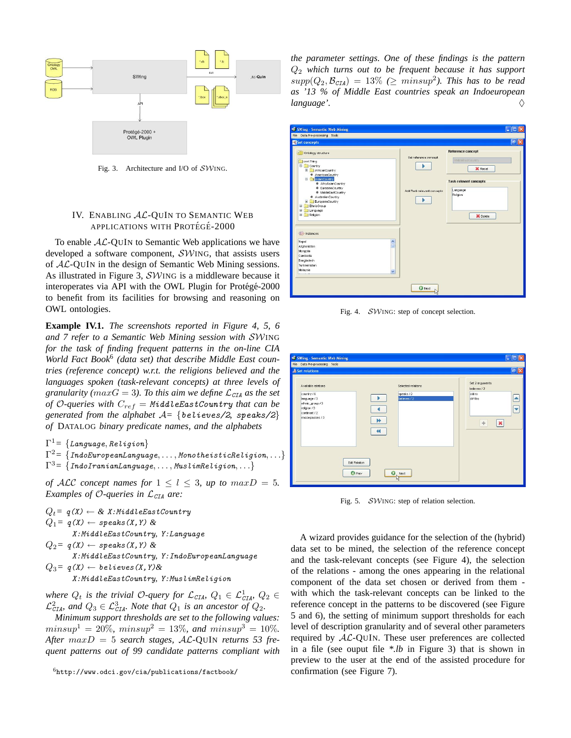Fig. 3. Architecture and I/O of $\mathcal{SW}$ING.

## IV. Enabling $\mathcal{AL}$-QuIn to Semantic Web applications with Protégé-2000

To enable $\mathcal{AL}$-QuIn to Semantic Web applications we have developed a software component, $\mathcal{SW}$ING, that assists users of $\mathcal{AL}$-QuIn in the design of Semantic Web Mining sessions. As illustrated in Figure 3, $\mathcal{SW}$ING is a middleware because it interoperates via API with the OWL Plugin for Protégé-2000 to benefit from its facilities for browsing and reasoning on OWL ontologies.

**Example IV.1.** *The screenshots reported in Figure 4, 5, 6 and 7 refer to a Semantic Web Mining session with $\mathcal{SW}$ING for the task of finding frequent patterns in the on-line CIA World Fact Book*[6] *(data set) that describe Middle East countries (reference concept) w.r.t. the religions believed and the languages spoken (task-relevant concepts) at three levels of granularity ($maxG = 3$). To this aim we define $\mathcal{L}_{CIA}$ as the set of $\mathcal{O}$-queries with $C_{ref}$ = MiddleEastCountry that can be generated from the alphabet $\mathcal{A}$= {believes/2, speaks/2} of* Datalog *binary predicate names, and the alphabets*

$\Gamma^1$= {Language, Religion}
$\Gamma^2$= {IndoEuropeanLanguage, ..., MonotheisticReligion, ...}
$\Gamma^3$= {IndoIranianLanguage, ..., MuslimReligion, ...}

*of $\mathcal{ALC}$ concept names for $1 \leq l \leq 3$, up to $maxD = 5$. Examples of $\mathcal{O}$-queries in $\mathcal{L}_{CIA}$ are:*

$Q_t$= q(X) ← & X:MiddleEastCountry
$Q_1$= q(X) ← speaks(X,Y) & X:MiddleEastCountry, Y:Language
$Q_2$= q(X) ← speaks(X,Y) & X:MiddleEastCountry, Y:IndoEuropeanLanguage
$Q_3$= q(X) ← believes(X,Y)& X:MiddleEastCountry, Y:MuslimReligion

*where $Q_t$ is the trivial $\mathcal{O}$-query for $\mathcal{L}_{CIA}$, $Q_1 \in \mathcal{L}^1_{CIA}$, $Q_2 \in \mathcal{L}^2_{CIA}$, and $Q_3 \in \mathcal{L}^3_{CIA}$. Note that $Q_1$ is an ancestor of $Q_2$.*

*Minimum support thresholds are set to the following values: $minsup^1 = 20\%$, $minsup^2 = 13\%$, and $minsup^3 = 10\%$. After $maxD = 5$ search stages, $\mathcal{AL}$-QuIn returns 53 frequent patterns out of 99 candidate patterns compliant with the parameter settings. One of these findings is the pattern $Q_2$ which turns out to be frequent because it has support $supp(Q_2, \mathcal{B}_{CIA}) = 13\%$ ($\geq minsup^2$). This has to be read as '13 % of Middle East countries speak an Indoeuropean language'.* ◊

[6] http://www.odci.gov/cia/publications/factbook/

Fig. 4. $\mathcal{SW}$ING: step of concept selection.

Fig. 5. $\mathcal{SW}$ING: step of relation selection.

A wizard provides guidance for the selection of the (hybrid) data set to be mined, the selection of the reference concept and the task-relevant concepts (see Figure 4), the selection of the relations - among the ones appearing in the relational component of the data set chosen or derived from them - with which the task-relevant concepts can be linked to the reference concept in the patterns to be discovered (see Figure 5 and 6), the setting of minimum support thresholds for each level of description granularity and of several other parameters required by $\mathcal{AL}$-QuIn. These user preferences are collected in a file (see ouput file *.lb in Figure 3) that is shown in preview to the user at the end of the assisted procedure for confirmation (see Figure 7).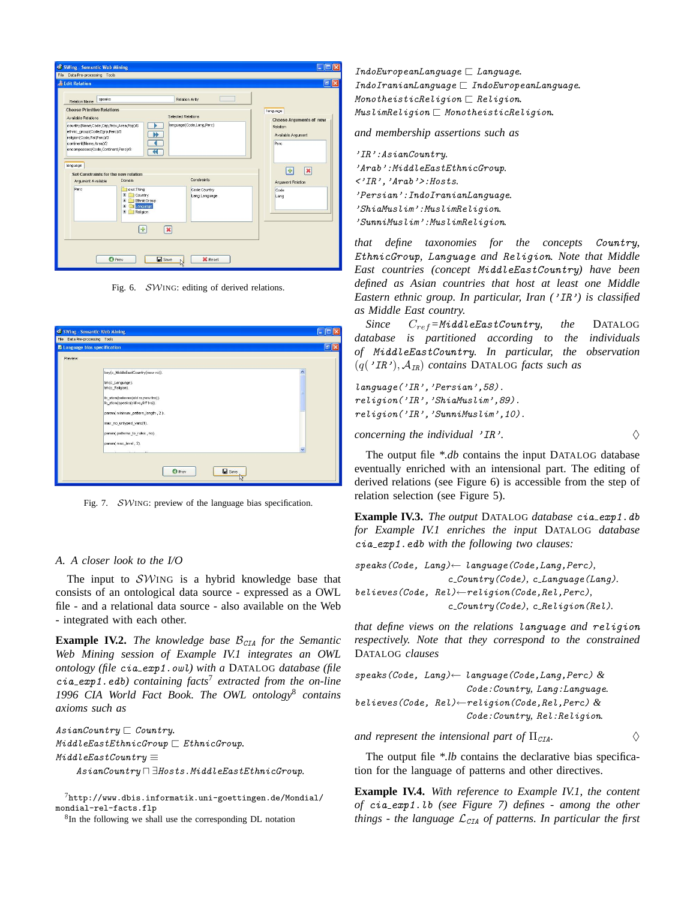Fig. 6. $\mathcal{SW}$ING: editing of derived relations.

Fig. 7. $\mathcal{SW}$ING: preview of the language bias specification.

### A. A closer look to the I/O

The input to $\mathcal{SW}$ING is a hybrid knowledge base that consists of an ontological data source - expressed as a OWL file - and a relational data source - also available on the Web - integrated with each other.

**Example IV.2.** *The knowledge base $\mathcal{B}_{\mathtt{CIA}}$ for the Semantic Web Mining session of Example IV.1 integrates an OWL ontology (file `cia_exp1.owl`) with a DATALOG database (file `cia_exp1.edb`) containing facts[7] extracted from the on-line 1996 CIA World Fact Book. The OWL ontology[8] contains axioms such as*

$\mathtt{AsianCountry} \sqsubseteq \mathtt{Country}$.
$\mathtt{MiddleEastEthnicGroup} \sqsubseteq \mathtt{EthnicGroup}$.
$\mathtt{MiddleEastCountry} \equiv$
$\quad \mathtt{AsianCountry} \sqcap \exists \mathtt{Hosts.MiddleEastEthnicGroup}$.

[7] http://www.dbis.informatik.uni-goettingen.de/Mondial/mondial-rel-facts.flp

[8] In the following we shall use the corresponding DL notation

$\mathtt{IndoEuropeanLanguage} \sqsubseteq \mathtt{Language}$.
$\mathtt{IndoIranianLanguage} \sqsubseteq \mathtt{IndoEuropeanLanguage}$.
$\mathtt{MonotheisticReligion} \sqsubseteq \mathtt{Religion}$.
$\mathtt{MuslimReligion} \sqsubseteq \mathtt{MonotheisticReligion}$.

*and membership assertions such as*

`'IR':AsianCountry`.
`'Arab':MiddleEastEthnicGroup`.
`<'IR','Arab'>:Hosts`.
`'Persian':IndoIranianLanguage`.
`'ShiaMuslim':MuslimReligion`.
`'SunniMuslim':MuslimReligion`.

*that define taxonomies for the concepts `Country`, `EthnicGroup`, `Language` and `Religion`. Note that Middle East countries (concept `MiddleEastCountry`) have been defined as Asian countries that host at least one Middle Eastern ethnic group. In particular, Iran (`'IR'`) is classified as Middle East country.*

*Since $C_{ref}$=`MiddleEastCountry`, the DATALOG database is partitioned according to the individuals of `MiddleEastCountry`. In particular, the observation $(q(\mathtt{'IR'}), \mathcal{A}_{\mathtt{IR}})$ contains DATALOG facts such as*

```
language('IR','Persian',58).
religion('IR','ShiaMuslim',89).
religion('IR','SunniMuslim',10).
```

*concerning the individual `'IR'`.* ◇

The output file *\*.db* contains the input DATALOG database eventually enriched with an intensional part. The editing of derived relations (see Figure 6) is accessible from the step of relation selection (see Figure 5).

**Example IV.3.** *The output DATALOG database `cia_exp1.db` for Example IV.1 enriches the input DATALOG database `cia_exp1.edb` with the following two clauses:*

```
speaks(Code, Lang)← language(Code,Lang,Perc),
                    c_Country(Code), c_Language(Lang).
believes(Code, Rel)←religion(Code,Rel,Perc),
                    c_Country(Code), c_Religion(Rel).
```

*that define views on the relations `language` and `religion` respectively. Note that they correspond to the constrained DATALOG clauses*

```
speaks(Code, Lang)← language(Code,Lang,Perc) &
                    Code:Country, Lang:Language.
believes(Code, Rel)←religion(Code,Rel,Perc) &
                    Code:Country, Rel:Religion.
```

*and represent the intensional part of $\Pi_{\mathtt{CIA}}$.* ◇

The output file *\*.lb* contains the declarative bias specification for the language of patterns and other directives.

**Example IV.4.** *With reference to Example IV.1, the content of `cia_exp1.lb` (see Figure 7) defines - among the other things - the language $\mathcal{L}_{\mathtt{CIA}}$ of patterns. In particular the first*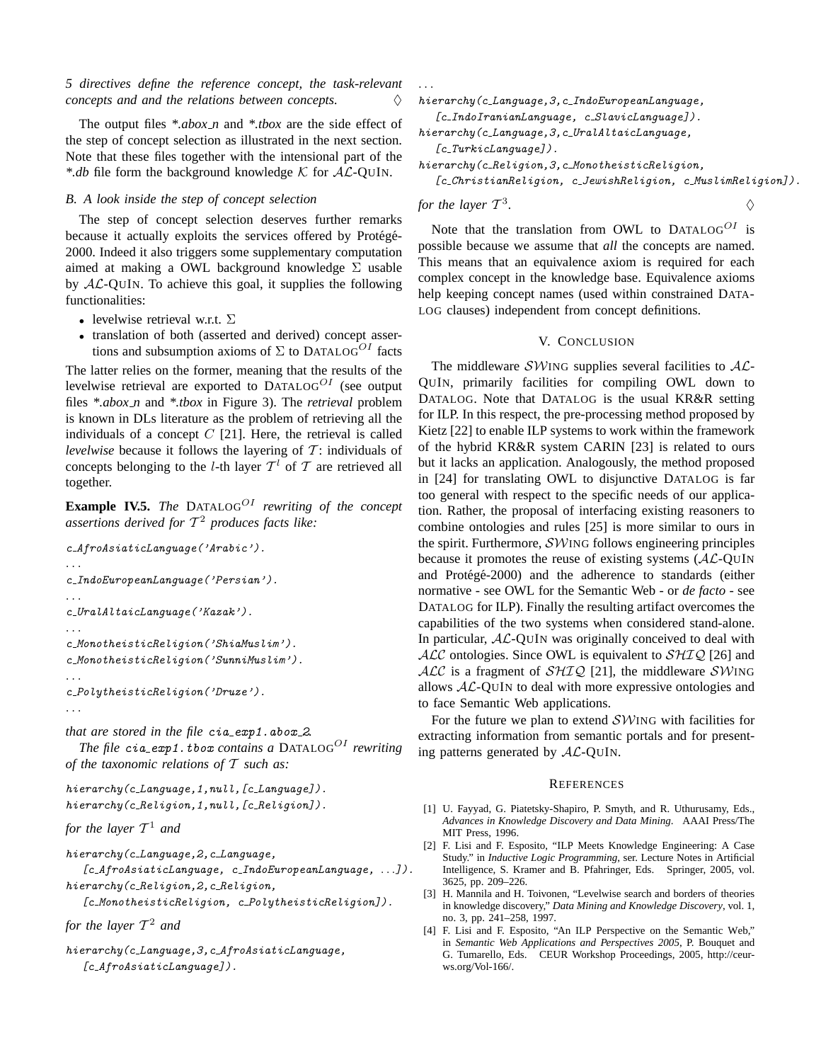*5 directives define the reference concept, the task-relevant concepts and and the relations between concepts.* ◊

The output files *\*.abox_n* and *\*.tbox* are the side effect of the step of concept selection as illustrated in the next section. Note that these files together with the intensional part of the *\*.db* file form the background knowledge $\mathcal{K}$ for $\mathcal{AL}$-QuIn.

### B. A look inside the step of concept selection

The step of concept selection deserves further remarks because it actually exploits the services offered by Protégé-2000. Indeed it also triggers some supplementary computation aimed at making a OWL background knowledge $\Sigma$ usable by $\mathcal{AL}$-QuIn. To achieve this goal, it supplies the following functionalities:

- levelwise retrieval w.r.t. $\Sigma$
- translation of both (asserted and derived) concept assertions and subsumption axioms of $\Sigma$ to Datalog$^{OI}$ facts

The latter relies on the former, meaning that the results of the levelwise retrieval are exported to Datalog$^{OI}$ (see output files *\*.abox_n* and *\*.tbox* in Figure 3). The *retrieval* problem is known in DLs literature as the problem of retrieving all the individuals of a concept $C$ [21]. Here, the retrieval is called *levelwise* because it follows the layering of $\mathcal{T}$: individuals of concepts belonging to the $l$-th layer $\mathcal{T}^l$ of $\mathcal{T}$ are retrieved all together.

**Example IV.5.** *The* Datalog$^{OI}$ *rewriting of the concept assertions derived for* $\mathcal{T}^2$ *produces facts like:*

```
c_AfroAsiaticLanguage('Arabic').
...
c_IndoEuropeanLanguage('Persian').
...
c_UralAltaicLanguage('Kazak').
...
c_MonotheisticReligion('ShiaMuslim').
c_MonotheisticReligion('SunniMuslim').
...
c_PolytheisticReligion('Druze').
...
```

*that are stored in the file* `cia_exp1.abox_2`.

*The file* `cia_exp1.tbox` *contains a* Datalog$^{OI}$ *rewriting of the taxonomic relations of* $\mathcal{T}$ *such as:*

```
hierarchy(c_Language,1,null,[c_Language]).
hierarchy(c_Religion,1,null,[c_Religion]).
```

*for the layer* $\mathcal{T}^1$ *and*

```
hierarchy(c_Language,2,c_Language,
   [c_AfroAsiaticLanguage, c_IndoEuropeanLanguage, ...]).
hierarchy(c_Religion,2,c_Religion,
   [c_MonotheisticReligion, c_PolytheisticReligion]).
```

*for the layer* $\mathcal{T}^2$ *and*

```
hierarchy(c_Language,3,c_AfroAsiaticLanguage,
   [c_AfroAsiaticLanguage]).
...
hierarchy(c_Language,3,c_IndoEuropeanLanguage,
   [c_IndoIranianLanguage, c_SlavicLanguage]).
hierarchy(c_Language,3,c_UralAltaicLanguage,
   [c_TurkicLanguage]).
hierarchy(c_Religion,3,c_MonotheisticReligion,
   [c_ChristianReligion, c_JewishReligion, c_MuslimReligion]).
```

*for the layer* $\mathcal{T}^3$. ◊

Note that the translation from OWL to Datalog$^{OI}$ is possible because we assume that *all* the concepts are named. This means that an equivalence axiom is required for each complex concept in the knowledge base. Equivalence axioms help keeping concept names (used within constrained Datalog clauses) independent from concept definitions.

## V. Conclusion

The middleware $\mathcal{SW}$ing supplies several facilities to $\mathcal{AL}$-QuIn, primarily facilities for compiling OWL down to Datalog. Note that Datalog is the usual KR&R setting for ILP. In this respect, the pre-processing method proposed by Kietz [22] to enable ILP systems to work within the framework of the hybrid KR&R system CARIN [23] is related to ours but it lacks an application. Analogously, the method proposed in [24] for translating OWL to disjunctive Datalog is far too general with respect to the specific needs of our application. Rather, the proposal of interfacing existing reasoners to combine ontologies and rules [25] is more similar to ours in the spirit. Furthermore, $\mathcal{SW}$ing follows engineering principles because it promotes the reuse of existing systems ($\mathcal{AL}$-QuIn and Protégé-2000) and the adherence to standards (either normative - see OWL for the Semantic Web - or *de facto* - see Datalog for ILP). Finally the resulting artifact overcomes the capabilities of the two systems when considered stand-alone. In particular, $\mathcal{AL}$-QuIn was originally conceived to deal with $\mathcal{ALC}$ ontologies. Since OWL is equivalent to $\mathcal{SHIQ}$ [26] and $\mathcal{ALC}$ is a fragment of $\mathcal{SHIQ}$ [21], the middleware $\mathcal{SW}$ing allows $\mathcal{AL}$-QuIn to deal with more expressive ontologies and to face Semantic Web applications.

For the future we plan to extend $\mathcal{SW}$ing with facilities for extracting information from semantic portals and for presenting patterns generated by $\mathcal{AL}$-QuIn.

## References

[1] U. Fayyad, G. Piatetsky-Shapiro, P. Smyth, and R. Uthurusamy, Eds., *Advances in Knowledge Discovery and Data Mining*. AAAI Press/The MIT Press, 1996.

[2] F. Lisi and F. Esposito, "ILP Meets Knowledge Engineering: A Case Study." in *Inductive Logic Programming*, ser. Lecture Notes in Artificial Intelligence, S. Kramer and B. Pfahringer, Eds. Springer, 2005, vol. 3625, pp. 209–226.

[3] H. Mannila and H. Toivonen, "Levelwise search and borders of theories in knowledge discovery," *Data Mining and Knowledge Discovery*, vol. 1, no. 3, pp. 241–258, 1997.

[4] F. Lisi and F. Esposito, "An ILP Perspective on the Semantic Web," in *Semantic Web Applications and Perspectives 2005*, P. Bouquet and G. Tumarello, Eds. CEUR Workshop Proceedings, 2005, http://ceur-ws.org/Vol-166/.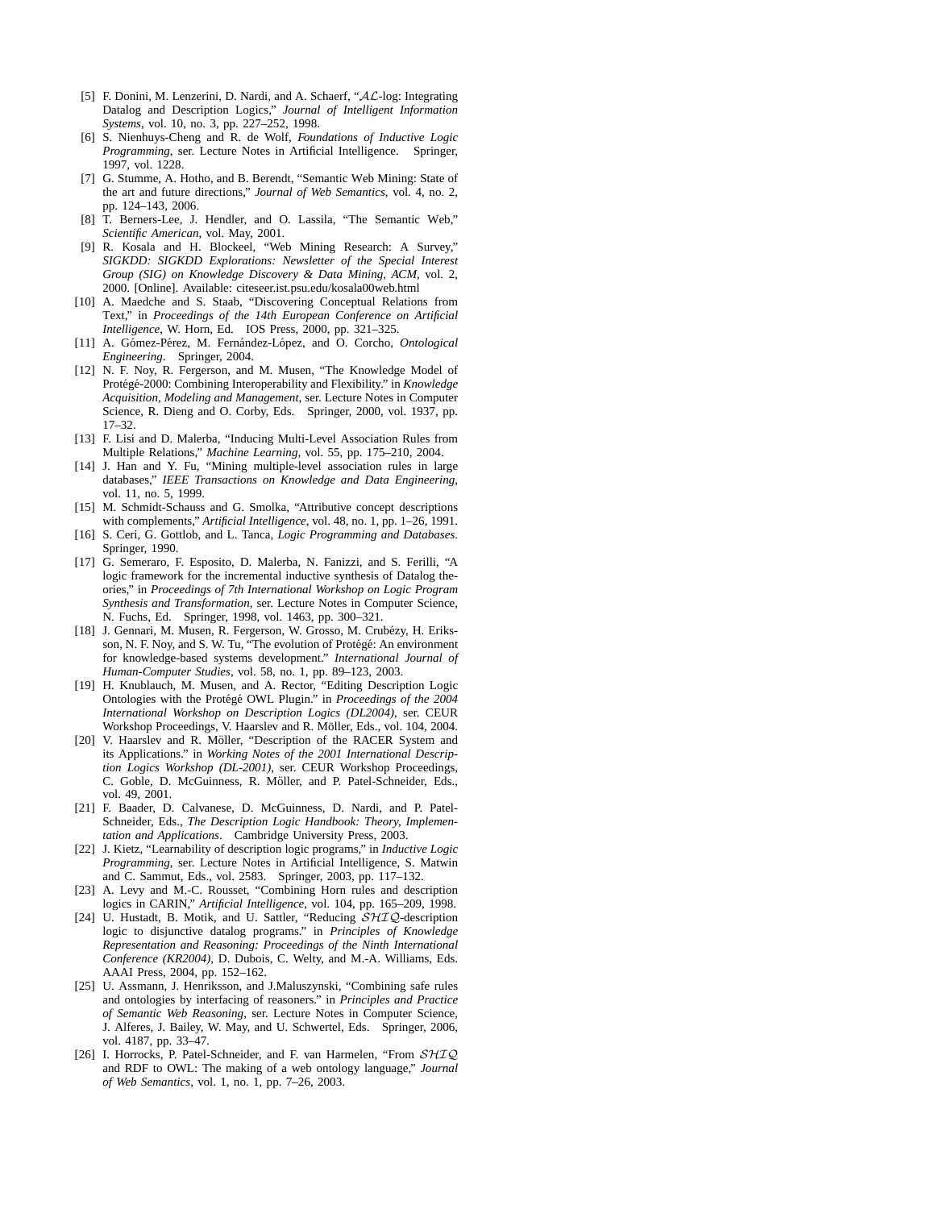[5] F. Donini, M. Lenzerini, D. Nardi, and A. Schaerf, "$\mathcal{AL}$-log: Integrating Datalog and Description Logics," *Journal of Intelligent Information Systems*, vol. 10, no. 3, pp. 227–252, 1998.

[6] S. Nienhuys-Cheng and R. de Wolf, *Foundations of Inductive Logic Programming*, ser. Lecture Notes in Artificial Intelligence. Springer, 1997, vol. 1228.

[7] G. Stumme, A. Hotho, and B. Berendt, "Semantic Web Mining: State of the art and future directions," *Journal of Web Semantics*, vol. 4, no. 2, pp. 124–143, 2006.

[8] T. Berners-Lee, J. Hendler, and O. Lassila, "The Semantic Web," *Scientific American*, vol. May, 2001.

[9] R. Kosala and H. Blockeel, "Web Mining Research: A Survey," *SIGKDD: SIGKDD Explorations: Newsletter of the Special Interest Group (SIG) on Knowledge Discovery & Data Mining, ACM*, vol. 2, 2000. [Online]. Available: citeseer.ist.psu.edu/kosala00web.html

[10] A. Maedche and S. Staab, "Discovering Conceptual Relations from Text," in *Proceedings of the 14th European Conference on Artificial Intelligence*, W. Horn, Ed. IOS Press, 2000, pp. 321–325.

[11] A. Gómez-Pérez, M. Fernández-López, and O. Corcho, *Ontological Engineering*. Springer, 2004.

[12] N. F. Noy, R. Fergerson, and M. Musen, "The Knowledge Model of Protégé-2000: Combining Interoperability and Flexibility." in *Knowledge Acquisition, Modeling and Management*, ser. Lecture Notes in Computer Science, R. Dieng and O. Corby, Eds. Springer, 2000, vol. 1937, pp. 17–32.

[13] F. Lisi and D. Malerba, "Inducing Multi-Level Association Rules from Multiple Relations," *Machine Learning*, vol. 55, pp. 175–210, 2004.

[14] J. Han and Y. Fu, "Mining multiple-level association rules in large databases," *IEEE Transactions on Knowledge and Data Engineering*, vol. 11, no. 5, 1999.

[15] M. Schmidt-Schauss and G. Smolka, "Attributive concept descriptions with complements," *Artificial Intelligence*, vol. 48, no. 1, pp. 1–26, 1991.

[16] S. Ceri, G. Gottlob, and L. Tanca, *Logic Programming and Databases*. Springer, 1990.

[17] G. Semeraro, F. Esposito, D. Malerba, N. Fanizzi, and S. Ferilli, "A logic framework for the incremental inductive synthesis of Datalog theories," in *Proceedings of 7th International Workshop on Logic Program Synthesis and Transformation*, ser. Lecture Notes in Computer Science, N. Fuchs, Ed. Springer, 1998, vol. 1463, pp. 300–321.

[18] J. Gennari, M. Musen, R. Fergerson, W. Grosso, M. Crubézy, H. Eriksson, N. F. Noy, and S. W. Tu, "The evolution of Protégé: An environment for knowledge-based systems development." *International Journal of Human-Computer Studies*, vol. 58, no. 1, pp. 89–123, 2003.

[19] H. Knublauch, M. Musen, and A. Rector, "Editing Description Logic Ontologies with the Protégé OWL Plugin." in *Proceedings of the 2004 International Workshop on Description Logics (DL2004)*, ser. CEUR Workshop Proceedings, V. Haarslev and R. Möller, Eds., vol. 104, 2004.

[20] V. Haarslev and R. Möller, "Description of the RACER System and its Applications." in *Working Notes of the 2001 International Description Logics Workshop (DL-2001)*, ser. CEUR Workshop Proceedings, C. Goble, D. McGuinness, R. Möller, and P. Patel-Schneider, Eds., vol. 49, 2001.

[21] F. Baader, D. Calvanese, D. McGuinness, D. Nardi, and P. Patel-Schneider, Eds., *The Description Logic Handbook: Theory, Implementation and Applications*. Cambridge University Press, 2003.

[22] J. Kietz, "Learnability of description logic programs," in *Inductive Logic Programming*, ser. Lecture Notes in Artificial Intelligence, S. Matwin and C. Sammut, Eds., vol. 2583. Springer, 2003, pp. 117–132.

[23] A. Levy and M.-C. Rousset, "Combining Horn rules and description logics in CARIN," *Artificial Intelligence*, vol. 104, pp. 165–209, 1998.

[24] U. Hustadt, B. Motik, and U. Sattler, "Reducing $\mathcal{SHIQ}$-description logic to disjunctive datalog programs." in *Principles of Knowledge Representation and Reasoning: Proceedings of the Ninth International Conference (KR2004)*, D. Dubois, C. Welty, and M.-A. Williams, Eds. AAAI Press, 2004, pp. 152–162.

[25] U. Assmann, J. Henriksson, and J.Maluszynski, "Combining safe rules and ontologies by interfacing of reasoners." in *Principles and Practice of Semantic Web Reasoning*, ser. Lecture Notes in Computer Science, J. Alferes, J. Bailey, W. May, and U. Schwertel, Eds. Springer, 2006, vol. 4187, pp. 33–47.

[26] I. Horrocks, P. Patel-Schneider, and F. van Harmelen, "From $\mathcal{SHIQ}$ and RDF to OWL: The making of a web ontology language," *Journal of Web Semantics*, vol. 1, no. 1, pp. 7–26, 2003.